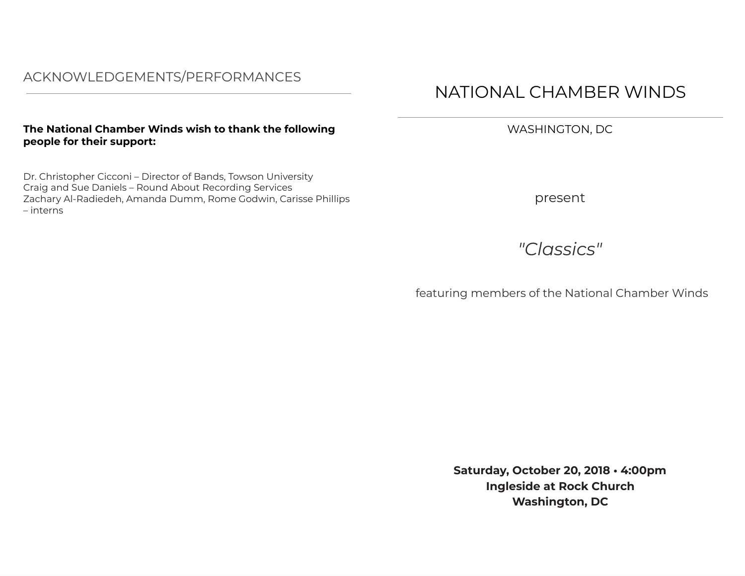## ACKNOWLEDGEMENTS/PERFORMANCES

**The National Chamber Winds wish to thank the following people for their support:**

Dr. Christopher Cicconi – Director of Bands, Towson University
Craig and Sue Daniels – Round About Recording Services
Zachary Al-Radiedeh, Amanda Dumm, Rome Godwin, Carisse Phillips – interns

# NATIONAL CHAMBER WINDS

WASHINGTON, DC

present

*"Classics"*

featuring members of the National Chamber Winds

**Saturday, October 20, 2018 • 4:00pm**
**Ingleside at Rock Church**
**Washington, DC**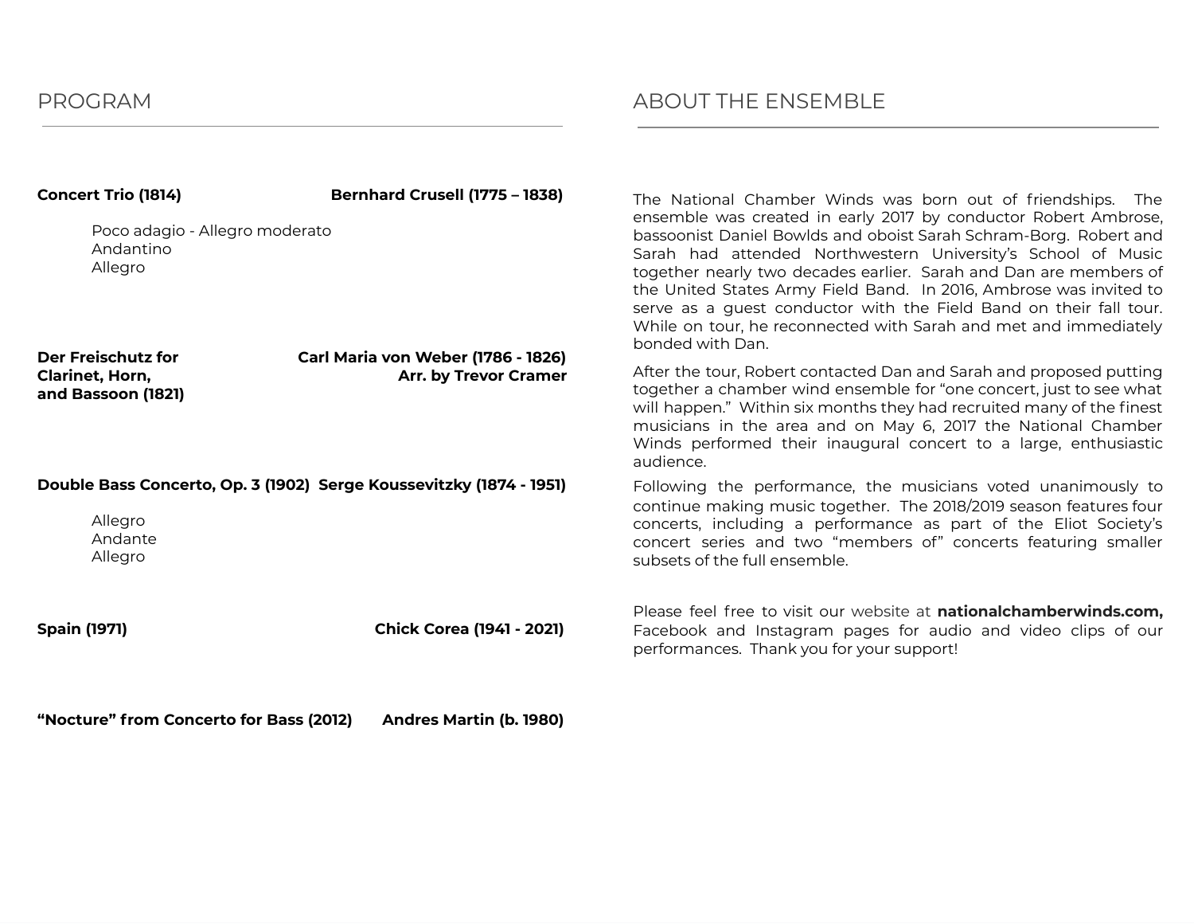## PROGRAM

**Concert Trio (1814)** — **Bernhard Crusell (1775 – 1838)**

Poco adagio - Allegro moderato
Andantino
Allegro

**Der Freischutz for Clarinet, Horn, and Bassoon (1821)** — **Carl Maria von Weber (1786 - 1826)**
**Arr. by Trevor Cramer**

**Double Bass Concerto, Op. 3 (1902)** — **Serge Koussevitzky (1874 - 1951)**

Allegro
Andante
Allegro

**Spain (1971)** — **Chick Corea (1941 - 2021)**

**"Nocture" from Concerto for Bass (2012)** — **Andres Martin (b. 1980)**

## ABOUT THE ENSEMBLE

The National Chamber Winds was born out of friendships. The ensemble was created in early 2017 by conductor Robert Ambrose, bassoonist Daniel Bowlds and oboist Sarah Schram-Borg. Robert and Sarah had attended Northwestern University's School of Music together nearly two decades earlier. Sarah and Dan are members of the United States Army Field Band. In 2016, Ambrose was invited to serve as a guest conductor with the Field Band on their fall tour. While on tour, he reconnected with Sarah and met and immediately bonded with Dan.

After the tour, Robert contacted Dan and Sarah and proposed putting together a chamber wind ensemble for "one concert, just to see what will happen." Within six months they had recruited many of the finest musicians in the area and on May 6, 2017 the National Chamber Winds performed their inaugural concert to a large, enthusiastic audience.

Following the performance, the musicians voted unanimously to continue making music together. The 2018/2019 season features four concerts, including a performance as part of the Eliot Society's concert series and two "members of" concerts featuring smaller subsets of the full ensemble.

Please feel free to visit our website at **nationalchamberwinds.com,** Facebook and Instagram pages for audio and video clips of our performances. Thank you for your support!